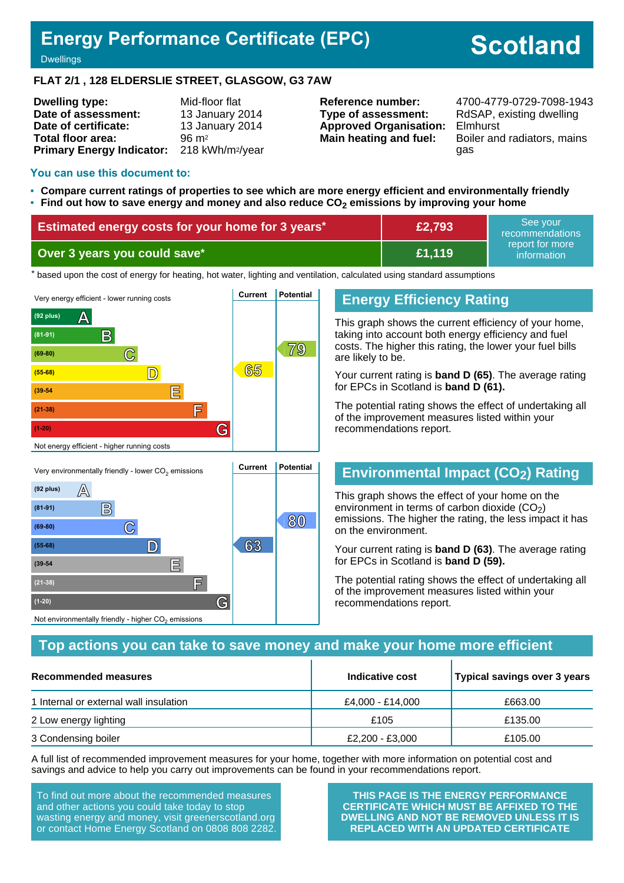# Energy Performance Certificate (EPC)

Dwellings

**Scotland**

**FLAT 2/1 , 128 ELDERSLIE STREET, GLASGOW, G3 7AW**

| | | | |
|---|---|---|---|
| **Dwelling type:** | Mid-floor flat | **Reference number:** | 4700-4779-0729-7098-1943 |
| **Date of assessment:** | 13 January 2014 | **Type of assessment:** | RdSAP, existing dwelling |
| **Date of certificate:** | 13 January 2014 | **Approved Organisation:** | Elmhurst |
| **Total floor area:** | 96 m² | **Main heating and fuel:** | Boiler and radiators, mains gas |
| **Primary Energy Indicator:** | 218 kWh/m²/year | | |

## You can use this document to:

- **Compare current ratings of properties to see which are more energy efficient and environmentally friendly**
- **Find out how to save energy and money and also reduce $CO_2$ emissions by improving your home**

| | | |
|---|---|---|
| **Estimated energy costs for your home for 3 years*** | **£2,793** | See your recommendations report for more information |
| **Over 3 years you could save*** | **£1,119** | |

* based upon the cost of energy for heating, hot water, lighting and ventilation, calculated using standard assumptions

Very energy efficient - lower running costs

| Band | Current | Potential |
|---|---|---|
| (92 plus) A | | |
| (81-91) B | | |
| (69-80) C | | 79 |
| (55-68) D | 65 | |
| (39-54) E | | |
| (21-38) F | | |
| (1-20) G | | |

Not energy efficient - higher running costs

## Energy Efficiency Rating

This graph shows the current efficiency of your home, taking into account both energy efficiency and fuel costs. The higher this rating, the lower your fuel bills are likely to be.

Your current rating is **band D (65)**. The average rating for EPCs in Scotland is **band D (61).**

The potential rating shows the effect of undertaking all of the improvement measures listed within your recommendations report.

Very environmentally friendly - lower $CO_2$ emissions

| Band | Current | Potential |
|---|---|---|
| (92 plus) A | | |
| (81-91) B | | |
| (69-80) C | | 80 |
| (55-68) D | 63 | |
| (39-54) E | | |
| (21-38) F | | |
| (1-20) G | | |

Not environmentally friendly - higher $CO_2$ emissions

## Environmental Impact ($CO_2$) Rating

This graph shows the effect of your home on the environment in terms of carbon dioxide ($CO_2$) emissions. The higher the rating, the less impact it has on the environment.

Your current rating is **band D (63)**. The average rating for EPCs in Scotland is **band D (59).**

The potential rating shows the effect of undertaking all of the improvement measures listed within your recommendations report.

## Top actions you can take to save money and make your home more efficient

| Recommended measures | Indicative cost | Typical savings over 3 years |
|---|---|---|
| 1 Internal or external wall insulation | £4,000 - £14,000 | £663.00 |
| 2 Low energy lighting | £105 | £135.00 |
| 3 Condensing boiler | £2,200 - £3,000 | £105.00 |

A full list of recommended improvement measures for your home, together with more information on potential cost and savings and advice to help you carry out improvements can be found in your recommendations report.

To find out more about the recommended measures and other actions you could take today to stop wasting energy and money, visit greenerscotland.org or contact Home Energy Scotland on 0808 808 2282.

**THIS PAGE IS THE ENERGY PERFORMANCE CERTIFICATE WHICH MUST BE AFFIXED TO THE DWELLING AND NOT BE REMOVED UNLESS IT IS REPLACED WITH AN UPDATED CERTIFICATE**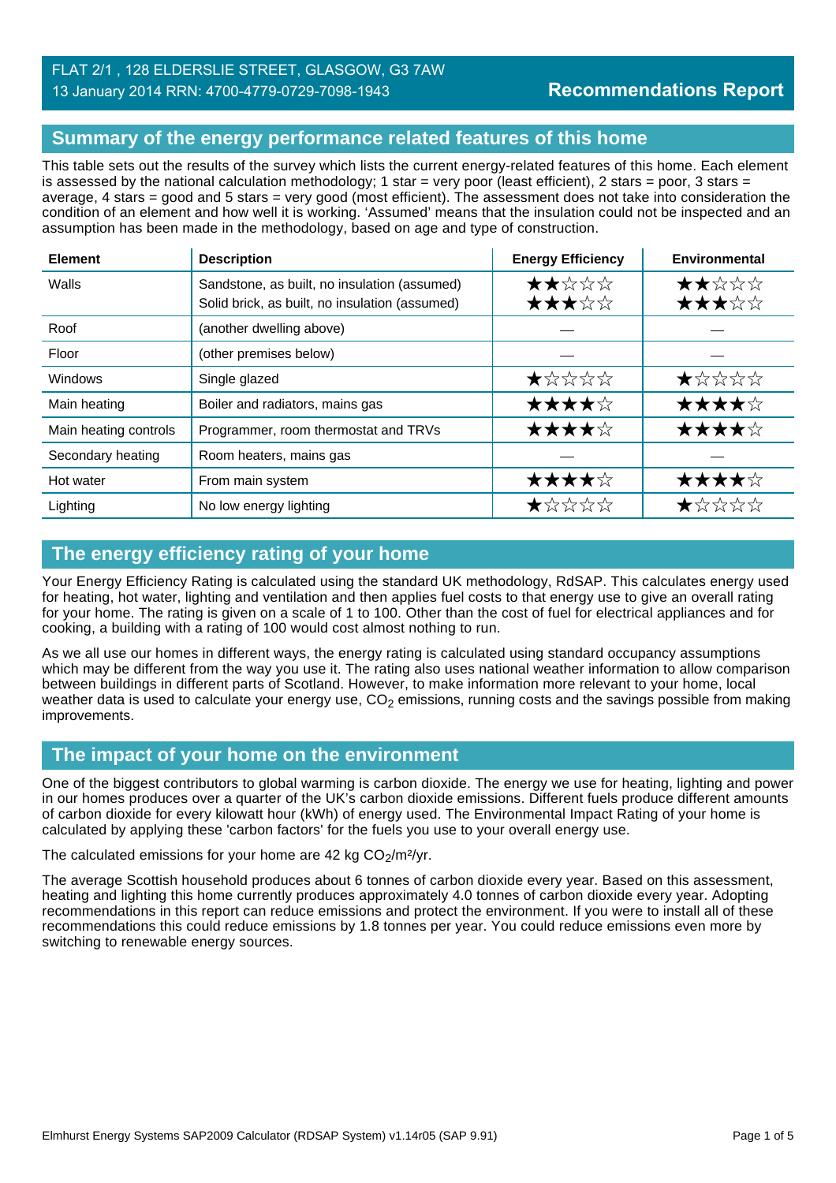FLAT 2/1 , 128 ELDERSLIE STREET, GLASGOW, G3 7AW
13 January 2014 RRN: 4700-4779-0729-7098-1943

**Recommendations Report**

## Summary of the energy performance related features of this home

This table sets out the results of the survey which lists the current energy-related features of this home. Each element is assessed by the national calculation methodology; 1 star = very poor (least efficient), 2 stars = poor, 3 stars = average, 4 stars = good and 5 stars = very good (most efficient). The assessment does not take into consideration the condition of an element and how well it is working. 'Assumed' means that the insulation could not be inspected and an assumption has been made in the methodology, based on age and type of construction.

| Element | Description | Energy Efficiency | Environmental |
|---|---|---|---|
| Walls | Sandstone, as built, no insulation (assumed)<br>Solid brick, as built, no insulation (assumed) | ★★☆☆☆<br>★★★☆☆ | ★★☆☆☆<br>★★★☆☆ |
| Roof | (another dwelling above) | — | — |
| Floor | (other premises below) | — | — |
| Windows | Single glazed | ★☆☆☆☆ | ★☆☆☆☆ |
| Main heating | Boiler and radiators, mains gas | ★★★★☆ | ★★★★☆ |
| Main heating controls | Programmer, room thermostat and TRVs | ★★★★☆ | ★★★★☆ |
| Secondary heating | Room heaters, mains gas | — | — |
| Hot water | From main system | ★★★★☆ | ★★★★☆ |
| Lighting | No low energy lighting | ★☆☆☆☆ | ★☆☆☆☆ |

## The energy efficiency rating of your home

Your Energy Efficiency Rating is calculated using the standard UK methodology, RdSAP. This calculates energy used for heating, hot water, lighting and ventilation and then applies fuel costs to that energy use to give an overall rating for your home. The rating is given on a scale of 1 to 100. Other than the cost of fuel for electrical appliances and for cooking, a building with a rating of 100 would cost almost nothing to run.

As we all use our homes in different ways, the energy rating is calculated using standard occupancy assumptions which may be different from the way you use it. The rating also uses national weather information to allow comparison between buildings in different parts of Scotland. However, to make information more relevant to your home, local weather data is used to calculate your energy use, $CO_2$ emissions, running costs and the savings possible from making improvements.

## The impact of your home on the environment

One of the biggest contributors to global warming is carbon dioxide. The energy we use for heating, lighting and power in our homes produces over a quarter of the UK's carbon dioxide emissions. Different fuels produce different amounts of carbon dioxide for every kilowatt hour (kWh) of energy used. The Environmental Impact Rating of your home is calculated by applying these 'carbon factors' for the fuels you use to your overall energy use.

The calculated emissions for your home are 42 kg $CO_2/m^2/yr$.

The average Scottish household produces about 6 tonnes of carbon dioxide every year. Based on this assessment, heating and lighting this home currently produces approximately 4.0 tonnes of carbon dioxide every year. Adopting recommendations in this report can reduce emissions and protect the environment. If you were to install all of these recommendations this could reduce emissions by 1.8 tonnes per year. You could reduce emissions even more by switching to renewable energy sources.

Elmhurst Energy Systems SAP2009 Calculator (RDSAP System) v1.14r05 (SAP 9.91)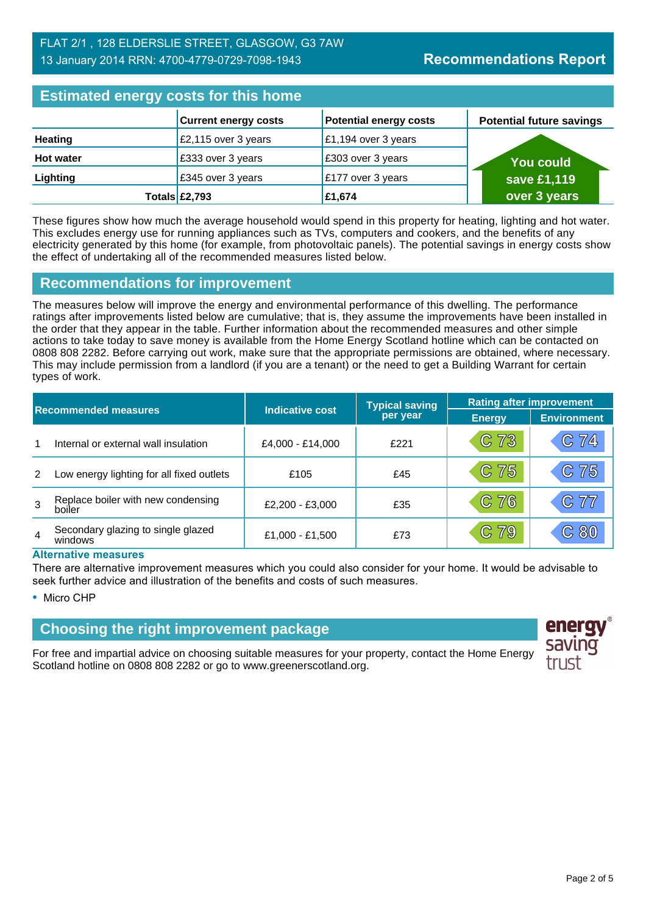FLAT 2/1 , 128 ELDERSLIE STREET, GLASGOW, G3 7AW
13 January 2014 RRN: 4700-4779-0729-7098-1943

**Recommendations Report**

## Estimated energy costs for this home

| | Current energy costs | Potential energy costs | Potential future savings |
|---|---|---|---|
| **Heating** | £2,115 over 3 years | £1,194 over 3 years | You could save £1,119 over 3 years |
| **Hot water** | £333 over 3 years | £303 over 3 years | |
| **Lighting** | £345 over 3 years | £177 over 3 years | |
| **Totals** | **£2,793** | **£1,674** | |

These figures show how much the average household would spend in this property for heating, lighting and hot water. This excludes energy use for running appliances such as TVs, computers and cookers, and the benefits of any electricity generated by this home (for example, from photovoltaic panels). The potential savings in energy costs show the effect of undertaking all of the recommended measures listed below.

## Recommendations for improvement

The measures below will improve the energy and environmental performance of this dwelling. The performance ratings after improvements listed below are cumulative; that is, they assume the improvements have been installed in the order that they appear in the table. Further information about the recommended measures and other simple actions to take today to save money is available from the Home Energy Scotland hotline which can be contacted on 0808 808 2282. Before carrying out work, make sure that the appropriate permissions are obtained, where necessary. This may include permission from a landlord (if you are a tenant) or the need to get a Building Warrant for certain types of work.

| | Recommended measures | Indicative cost | Typical saving per year | Rating after improvement | |
|---|---|---|---|---|---|
| | | | | Energy | Environment |
| 1 | Internal or external wall insulation | £4,000 - £14,000 | £221 | C 73 | C 74 |
| 2 | Low energy lighting for all fixed outlets | £105 | £45 | C 75 | C 75 |
| 3 | Replace boiler with new condensing boiler | £2,200 - £3,000 | £35 | C 76 | C 77 |
| 4 | Secondary glazing to single glazed windows | £1,000 - £1,500 | £73 | C 79 | C 80 |

### Alternative measures

There are alternative improvement measures which you could also consider for your home. It would be advisable to seek further advice and illustration of the benefits and costs of such measures.

- Micro CHP

## Choosing the right improvement package

For free and impartial advice on choosing suitable measures for your property, contact the Home Energy Scotland hotline on 0808 808 2282 or go to www.greenerscotland.org.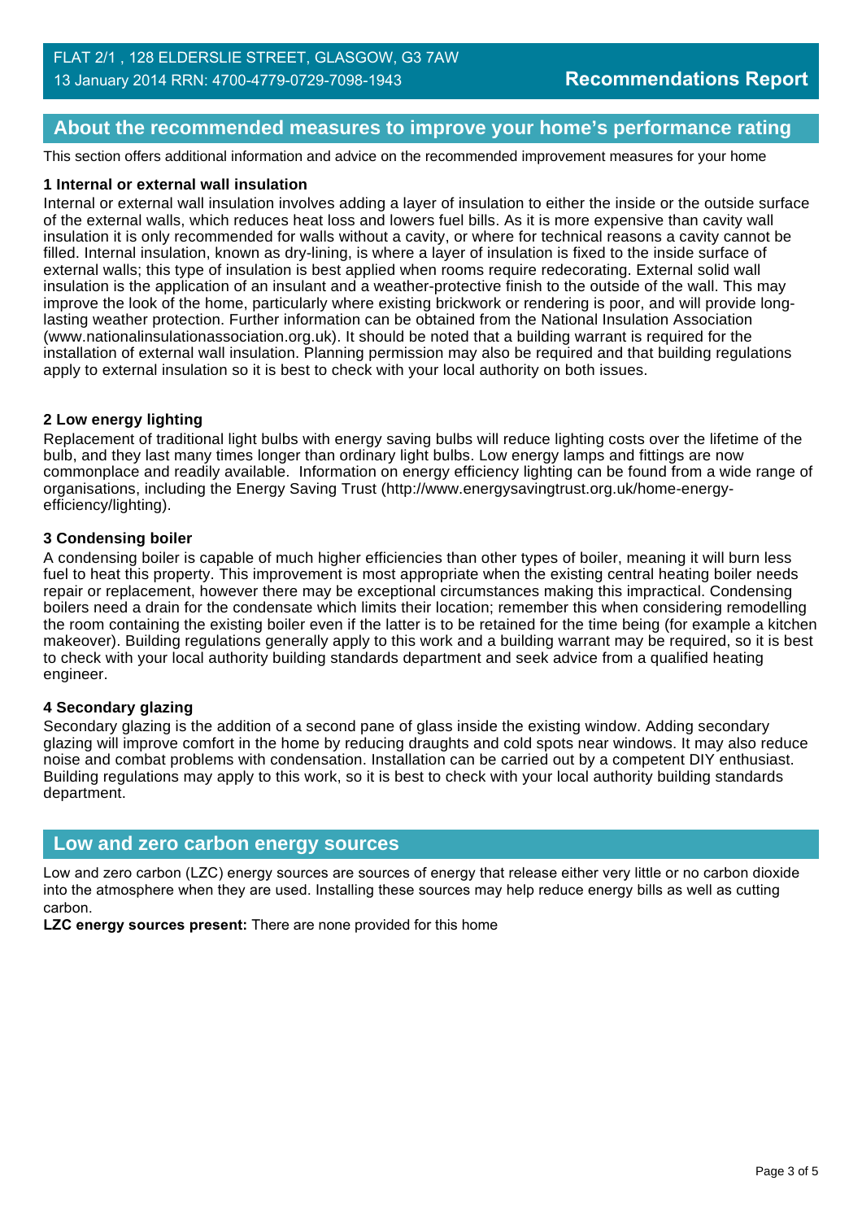## About the recommended measures to improve your home's performance rating

This section offers additional information and advice on the recommended improvement measures for your home

### 1 Internal or external wall insulation

Internal or external wall insulation involves adding a layer of insulation to either the inside or the outside surface of the external walls, which reduces heat loss and lowers fuel bills. As it is more expensive than cavity wall insulation it is only recommended for walls without a cavity, or where for technical reasons a cavity cannot be filled. Internal insulation, known as dry-lining, is where a layer of insulation is fixed to the inside surface of external walls; this type of insulation is best applied when rooms require redecorating. External solid wall insulation is the application of an insulant and a weather-protective finish to the outside of the wall. This may improve the look of the home, particularly where existing brickwork or rendering is poor, and will provide long-lasting weather protection. Further information can be obtained from the National Insulation Association (www.nationalinsulationassociation.org.uk). It should be noted that a building warrant is required for the installation of external wall insulation. Planning permission may also be required and that building regulations apply to external insulation so it is best to check with your local authority on both issues.

### 2 Low energy lighting

Replacement of traditional light bulbs with energy saving bulbs will reduce lighting costs over the lifetime of the bulb, and they last many times longer than ordinary light bulbs. Low energy lamps and fittings are now commonplace and readily available. Information on energy efficiency lighting can be found from a wide range of organisations, including the Energy Saving Trust (http://www.energysavingtrust.org.uk/home-energy-efficiency/lighting).

### 3 Condensing boiler

A condensing boiler is capable of much higher efficiencies than other types of boiler, meaning it will burn less fuel to heat this property. This improvement is most appropriate when the existing central heating boiler needs repair or replacement, however there may be exceptional circumstances making this impractical. Condensing boilers need a drain for the condensate which limits their location; remember this when considering remodelling the room containing the existing boiler even if the latter is to be retained for the time being (for example a kitchen makeover). Building regulations generally apply to this work and a building warrant may be required, so it is best to check with your local authority building standards department and seek advice from a qualified heating engineer.

### 4 Secondary glazing

Secondary glazing is the addition of a second pane of glass inside the existing window. Adding secondary glazing will improve comfort in the home by reducing draughts and cold spots near windows. It may also reduce noise and combat problems with condensation. Installation can be carried out by a competent DIY enthusiast. Building regulations may apply to this work, so it is best to check with your local authority building standards department.

## Low and zero carbon energy sources

Low and zero carbon (LZC) energy sources are sources of energy that release either very little or no carbon dioxide into the atmosphere when they are used. Installing these sources may help reduce energy bills as well as cutting carbon.

**LZC energy sources present:** There are none provided for this home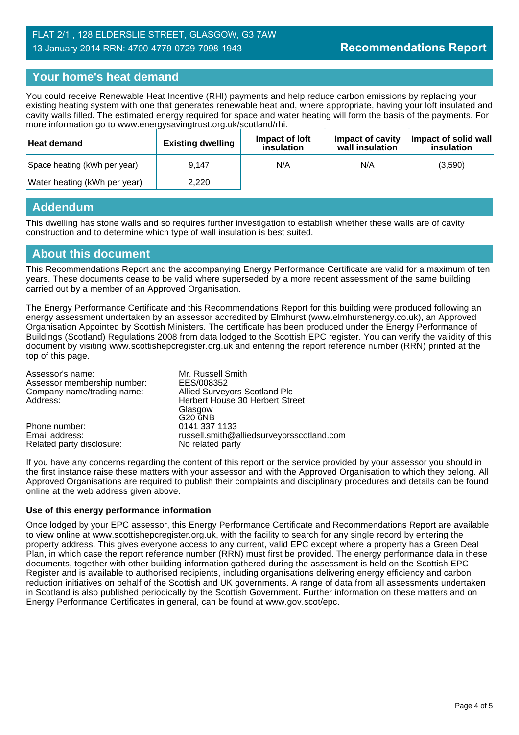FLAT 2/1 , 128 ELDERSLIE STREET, GLASGOW, G3 7AW
13 January 2014 RRN: 4700-4779-0729-7098-1943

**Recommendations Report**

## Your home's heat demand

You could receive Renewable Heat Incentive (RHI) payments and help reduce carbon emissions by replacing your existing heating system with one that generates renewable heat and, where appropriate, having your loft insulated and cavity walls filled. The estimated energy required for space and water heating will form the basis of the payments. For more information go to www.energysavingtrust.org.uk/scotland/rhi.

| Heat demand | Existing dwelling | Impact of loft insulation | Impact of cavity wall insulation | Impact of solid wall insulation |
|---|---|---|---|---|
| Space heating (kWh per year) | 9,147 | N/A | N/A | (3,590) |
| Water heating (kWh per year) | 2,220 | | | |

## Addendum

This dwelling has stone walls and so requires further investigation to establish whether these walls are of cavity construction and to determine which type of wall insulation is best suited.

## About this document

This Recommendations Report and the accompanying Energy Performance Certificate are valid for a maximum of ten years. These documents cease to be valid where superseded by a more recent assessment of the same building carried out by a member of an Approved Organisation.

The Energy Performance Certificate and this Recommendations Report for this building were produced following an energy assessment undertaken by an assessor accredited by Elmhurst (www.elmhurstenergy.co.uk), an Approved Organisation Appointed by Scottish Ministers. The certificate has been produced under the Energy Performance of Buildings (Scotland) Regulations 2008 from data lodged to the Scottish EPC register. You can verify the validity of this document by visiting www.scottishepcregister.org.uk and entering the report reference number (RRN) printed at the top of this page.

| | |
|---|---|
| Assessor's name: | Mr. Russell Smith |
| Assessor membership number: | EES/008352 |
| Company name/trading name: | Allied Surveyors Scotland Plc |
| Address: | Herbert House 30 Herbert Street<br>Glasgow<br>G20 6NB |
| Phone number: | 0141 337 1133 |
| Email address: | russell.smith@alliedsurveyorsscotland.com |
| Related party disclosure: | No related party |

If you have any concerns regarding the content of this report or the service provided by your assessor you should in the first instance raise these matters with your assessor and with the Approved Organisation to which they belong. All Approved Organisations are required to publish their complaints and disciplinary procedures and details can be found online at the web address given above.

### Use of this energy performance information

Once lodged by your EPC assessor, this Energy Performance Certificate and Recommendations Report are available to view online at www.scottishepcregister.org.uk, with the facility to search for any single record by entering the property address. This gives everyone access to any current, valid EPC except where a property has a Green Deal Plan, in which case the report reference number (RRN) must first be provided. The energy performance data in these documents, together with other building information gathered during the assessment is held on the Scottish EPC Register and is available to authorised recipients, including organisations delivering energy efficiency and carbon reduction initiatives on behalf of the Scottish and UK governments. A range of data from all assessments undertaken in Scotland is also published periodically by the Scottish Government. Further information on these matters and on Energy Performance Certificates in general, can be found at www.gov.scot/epc.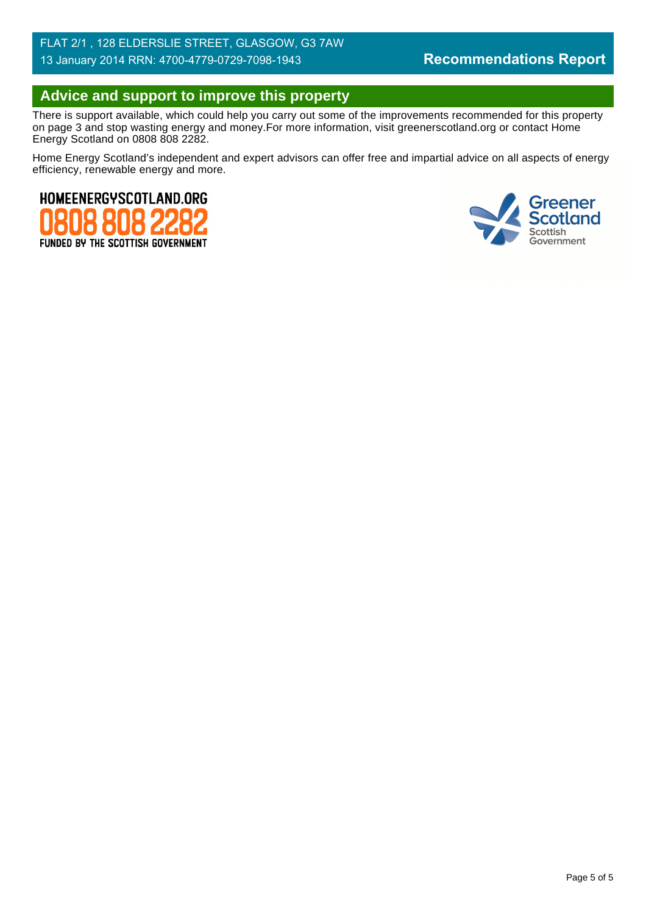## Advice and support to improve this property

There is support available, which could help you carry out some of the improvements recommended for this property on page 3 and stop wasting energy and money.For more information, visit greenerscotland.org or contact Home Energy Scotland on 0808 808 2282.

Home Energy Scotland's independent and expert advisors can offer free and impartial advice on all aspects of energy efficiency, renewable energy and more.

HOMEENERGYSCOTLAND.ORG
0808 808 2282
FUNDED BY THE SCOTTISH GOVERNMENT

Greener Scotland
Scottish Government